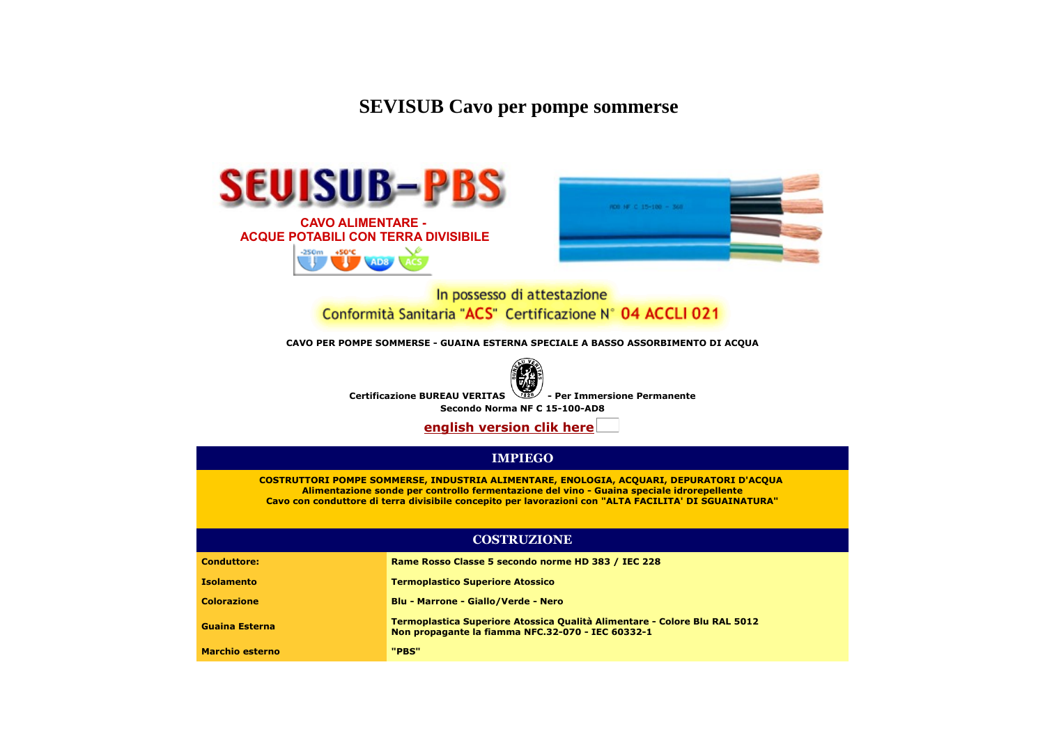# SEVISUB Cavo per pompe sommerse

SEVISUB-PBS

CAVO ALIMENTARE -
ACQUE POTABILI CON TERRA DIVISIBILE

In possesso di attestazione
Conformità Sanitaria "ACS" Certificazione N° 04 ACCLI 021

**CAVO PER POMPE SOMMERSE - GUAINA ESTERNA SPECIALE A BASSO ASSORBIMENTO DI ACQUA**

**Certificazione BUREAU VERITAS - Per Immersione Permanente**
**Secondo Norma NF C 15-100-AD8**

english version clik here

## IMPIEGO

**COSTRUTTORI POMPE SOMMERSE, INDUSTRIA ALIMENTARE, ENOLOGIA, ACQUARI, DEPURATORI D'ACQUA**
**Alimentazione sonde per controllo fermentazione del vino - Guaina speciale idrorepellente**
**Cavo con conduttore di terra divisibile concepito per lavorazioni con "ALTA FACILITA' DI SGUAINATURA"**

## COSTRUZIONE

| | |
|---|---|
| **Conduttore:** | **Rame Rosso Classe 5 secondo norme HD 383 / IEC 228** |
| **Isolamento** | **Termoplastico Superiore Atossico** |
| **Colorazione** | **Blu - Marrone - Giallo/Verde - Nero** |
| **Guaina Esterna** | **Termoplastica Superiore Atossica Qualità Alimentare - Colore Blu RAL 5012 Non propagante la fiamma NFC.32-070 - IEC 60332-1** |
| **Marchio esterno** | **"PBS"** |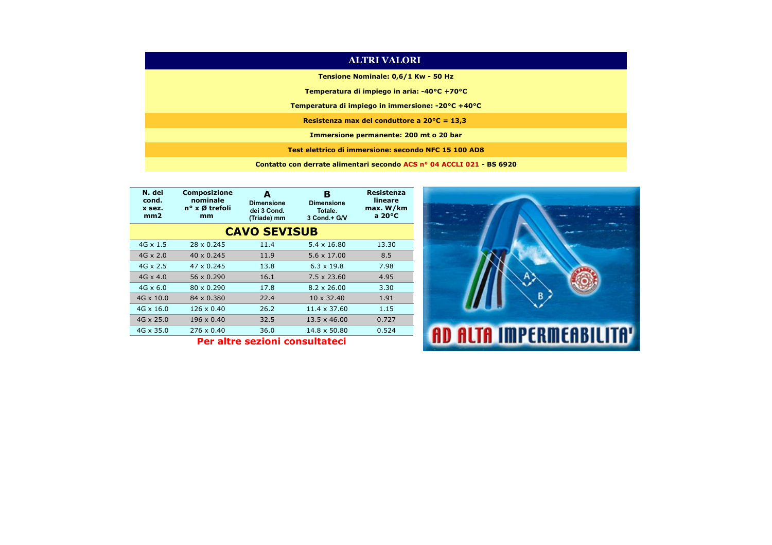## ALTRI VALORI

**Tensione Nominale: 0,6/1 Kw - 50 Hz**

**Temperatura di impiego in aria: -40°C +70°C**

**Temperatura di impiego in immersione: -20°C +40°C**

**Resistenza max del conduttore a 20°C = 13,3**

**Immersione permanente: 200 mt o 20 bar**

**Test elettrico di immersione: secondo NFC 15 100 AD8**

**Contatto con derrate alimentari secondo ACS n° 04 ACCLI 021 - BS 6920**

| N. dei cond. x sez. mm2 | Composizione nominale n° x Ø trefoli mm | A Dimensione dei 3 Cond. (Triade) mm | B Dimensione Totale. 3 Cond.+ G/V | Resistenza lineare max. W/km a 20°C |
|---|---|---|---|---|
| **CAVO SEVISUB** | | | | |
| 4G x 1.5 | 28 x 0.245 | 11.4 | 5.4 x 16.80 | 13.30 |
| 4G x 2.0 | 40 x 0.245 | 11.9 | 5.6 x 17.00 | 8.5 |
| 4G x 2.5 | 47 x 0.245 | 13.8 | 6.3 x 19.8 | 7.98 |
| 4G x 4.0 | 56 x 0.290 | 16.1 | 7.5 x 23.60 | 4.95 |
| 4G x 6.0 | 80 x 0.290 | 17.8 | 8.2 x 26.00 | 3.30 |
| 4G x 10.0 | 84 x 0.380 | 22.4 | 10 x 32.40 | 1.91 |
| 4G x 16.0 | 126 x 0.40 | 26.2 | 11.4 x 37.60 | 1.15 |
| 4G x 25.0 | 196 x 0.40 | 32.5 | 13.5 x 46.00 | 0.727 |
| 4G x 35.0 | 276 x 0.40 | 36.0 | 14.8 x 50.80 | 0.524 |

**Per altre sezioni consultateci**

AD ALTA IMPERMEABILITA'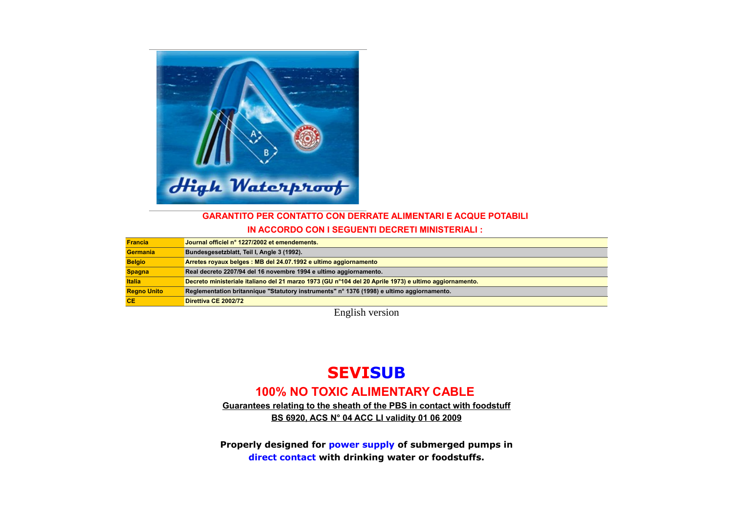**GARANTITO PER CONTATTO CON DERRATE ALIMENTARI E ACQUE POTABILI**

**IN ACCORDO CON I SEGUENTI DECRETI MINISTERIALI :**

| | |
|---|---|
| **Francia** | **Journal officiel n° 1227/2002 et emendements.** |
| **Germania** | **Bundesgesetzblatt, Teil I, Angle 3 (1992).** |
| **Belgio** | **Arretes royaux belges : MB del 24.07.1992 e ultimo aggiornamento** |
| **Spagna** | **Real decreto 2207/94 del 16 novembre 1994 e ultimo aggiornamento.** |
| **Italia** | **Decreto ministeriale italiano del 21 marzo 1973 (GU n°104 del 20 Aprile 1973) e ultimo aggiornamento.** |
| **Regno Unito** | **Reglementation britannique "Statutory instruments" n° 1376 (1998) e ultimo aggiornamento.** |
| **CE** | **Direttiva CE 2002/72** |

English version

# SEVISUB

## 100% NO TOXIC ALIMENTARY CABLE

**Guarantees relating to the sheath of the PBS in contact with foodstuff**

**BS 6920, ACS N° 04 ACC LI validity 01 06 2009**

**Properly designed for power supply of submerged pumps in direct contact with drinking water or foodstuffs.**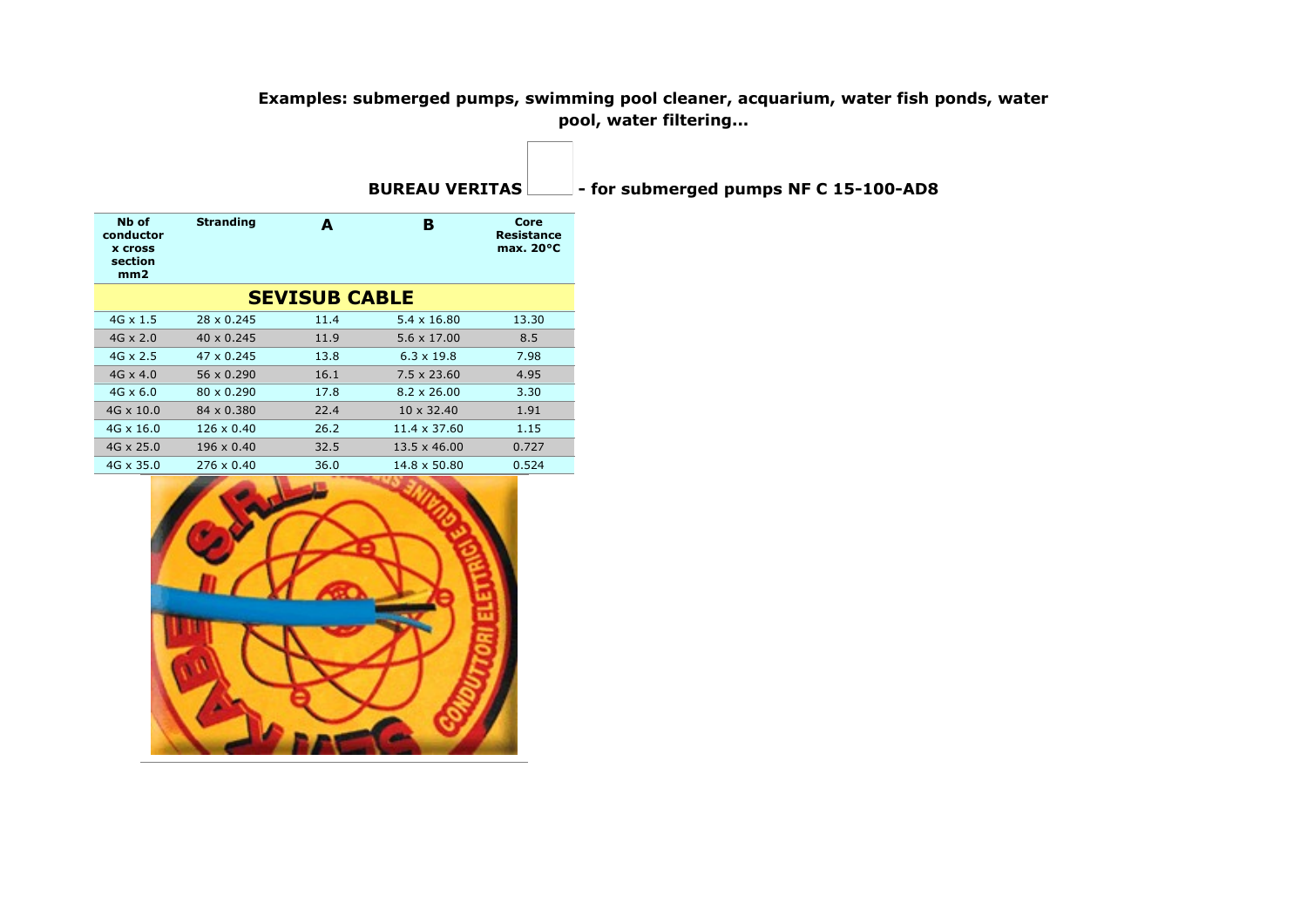**Examples: submerged pumps, swimming pool cleaner, acquarium, water fish ponds, water pool, water filtering...**

**BUREAU VERITAS - for submerged pumps NF C 15-100-AD8**

| Nb of conductor x cross section mm2 | Stranding | A | B | Core Resistance max. 20°C |
|---|---|---|---|---|
| **SEVISUB CABLE** | | | | |
| 4G x 1.5 | 28 x 0.245 | 11.4 | 5.4 x 16.80 | 13.30 |
| 4G x 2.0 | 40 x 0.245 | 11.9 | 5.6 x 17.00 | 8.5 |
| 4G x 2.5 | 47 x 0.245 | 13.8 | 6.3 x 19.8 | 7.98 |
| 4G x 4.0 | 56 x 0.290 | 16.1 | 7.5 x 23.60 | 4.95 |
| 4G x 6.0 | 80 x 0.290 | 17.8 | 8.2 x 26.00 | 3.30 |
| 4G x 10.0 | 84 x 0.380 | 22.4 | 10 x 32.40 | 1.91 |
| 4G x 16.0 | 126 x 0.40 | 26.2 | 11.4 x 37.60 | 1.15 |
| 4G x 25.0 | 196 x 0.40 | 32.5 | 13.5 x 46.00 | 0.727 |
| 4G x 35.0 | 276 x 0.40 | 36.0 | 14.8 x 50.80 | 0.524 |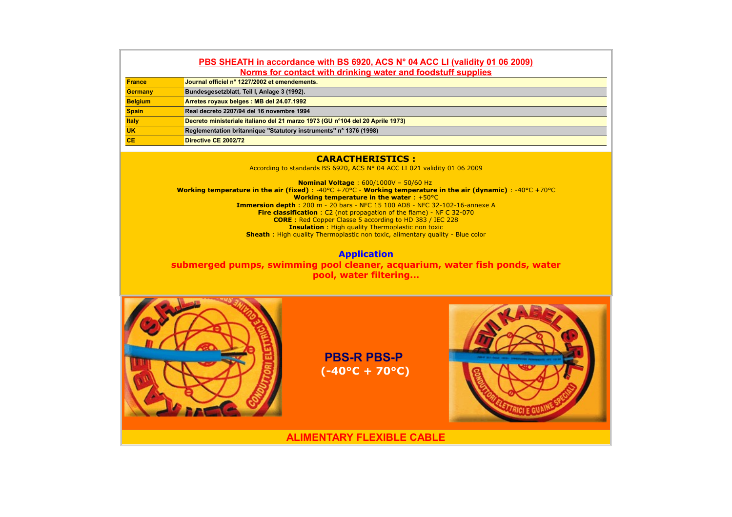## PBS SHEATH in accordance with BS 6920, ACS N° 04 ACC LI (validity 01 06 2009)

## Norms for contact with drinking water and foodstuff supplies

| | |
|---|---|
| **France** | **Journal officiel n° 1227/2002 et emendements.** |
| **Germany** | **Bundesgesetzblatt, Teil I, Anlage 3 (1992).** |
| **Belgium** | **Arretes royaux belges : MB del 24.07.1992** |
| **Spain** | **Real decreto 2207/94 del 16 novembre 1994** |
| **Italy** | **Decreto ministeriale italiano del 21 marzo 1973 (GU n°104 del 20 Aprile 1973)** |
| **UK** | **Reglementation britannique "Statutory instruments" n° 1376 (1998)** |
| **CE** | **Directive CE 2002/72** |

## CARACTHERISTICS :

According to standards BS 6920, ACS N° 04 ACC LI 021 validity 01 06 2009

**Nominal Voltage** : 600/1000V – 50/60 Hz
**Working temperature in the air (fixed)** : -40°C +70°C - **Working temperature in the air (dynamic)** : -40°C +70°C
**Working temperature in the water** : +50°C
**Immersion depth** : 200 m - 20 bars - NFC 15 100 AD8 - NFC 32-102-16-annexe A
**Fire classification** : C2 (not propagation of the flame) - NF C 32-070
**CORE** : Red Copper Classe 5 according to HD 383 / IEC 228
**Insulation** : High quality Thermoplastic non toxic
**Sheath** : High quality Thermoplastic non toxic, alimentary quality - Blue color

## Application

**submerged pumps, swimming pool cleaner, acquarium, water fish ponds, water pool, water filtering...**

**PBS-R PBS-P**
**(-40°C + 70°C)**

## ALIMENTARY FLEXIBLE CABLE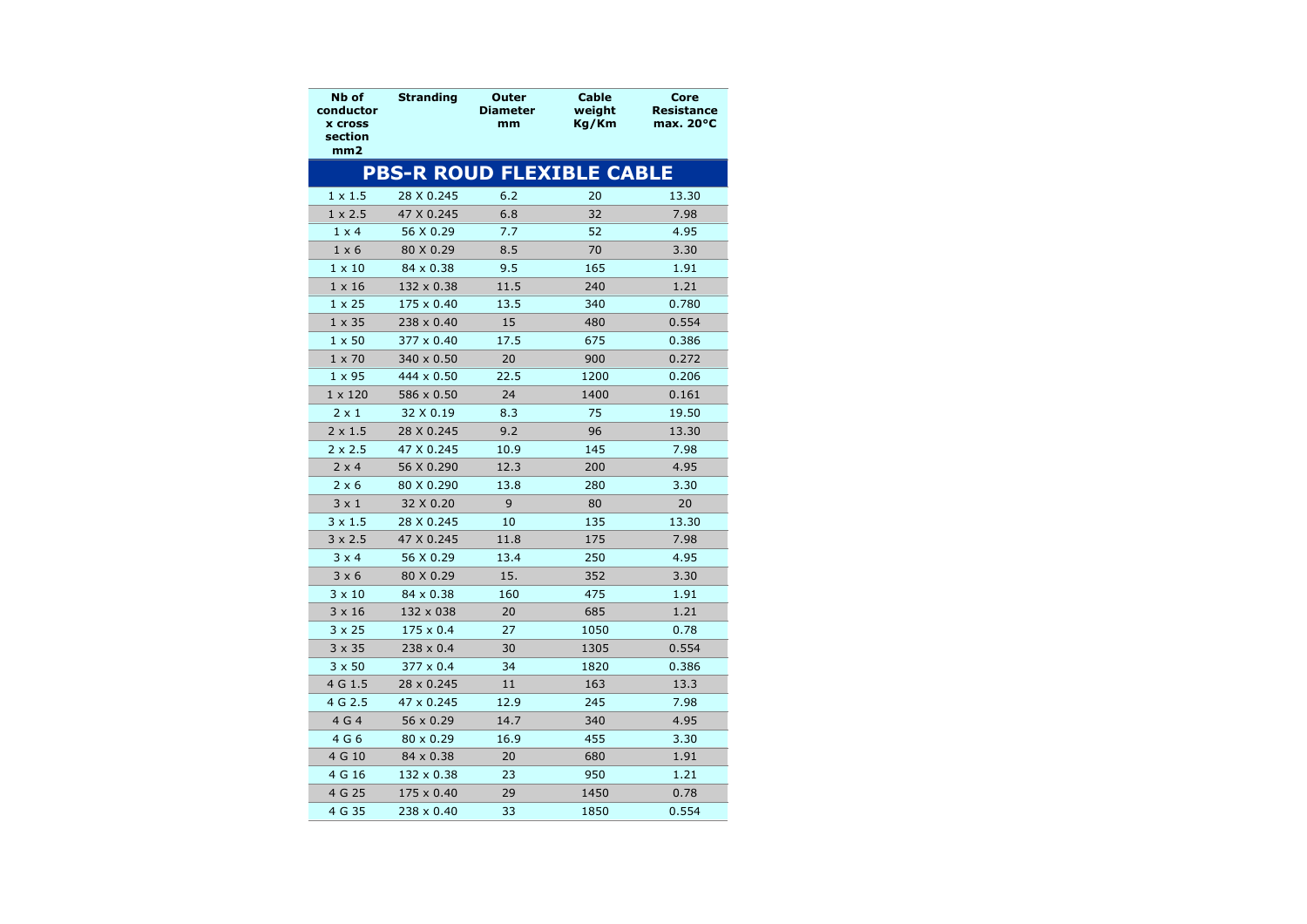| Nb of conductor x cross section mm2 | Stranding | Outer Diameter mm | Cable weight Kg/Km | Core Resistance max. 20°C |
|---|---|---|---|---|
| **PBS-R ROUD FLEXIBLE CABLE** | | | | |
| 1 x 1.5 | 28 X 0.245 | 6.2 | 20 | 13.30 |
| 1 x 2.5 | 47 X 0.245 | 6.8 | 32 | 7.98 |
| 1 x 4 | 56 X 0.29 | 7.7 | 52 | 4.95 |
| 1 x 6 | 80 X 0.29 | 8.5 | 70 | 3.30 |
| 1 x 10 | 84 x 0.38 | 9.5 | 165 | 1.91 |
| 1 x 16 | 132 x 0.38 | 11.5 | 240 | 1.21 |
| 1 x 25 | 175 x 0.40 | 13.5 | 340 | 0.780 |
| 1 x 35 | 238 x 0.40 | 15 | 480 | 0.554 |
| 1 x 50 | 377 x 0.40 | 17.5 | 675 | 0.386 |
| 1 x 70 | 340 x 0.50 | 20 | 900 | 0.272 |
| 1 x 95 | 444 x 0.50 | 22.5 | 1200 | 0.206 |
| 1 x 120 | 586 x 0.50 | 24 | 1400 | 0.161 |
| 2 x 1 | 32 X 0.19 | 8.3 | 75 | 19.50 |
| 2 x 1.5 | 28 X 0.245 | 9.2 | 96 | 13.30 |
| 2 x 2.5 | 47 X 0.245 | 10.9 | 145 | 7.98 |
| 2 x 4 | 56 X 0.290 | 12.3 | 200 | 4.95 |
| 2 x 6 | 80 X 0.290 | 13.8 | 280 | 3.30 |
| 3 x 1 | 32 X 0.20 | 9 | 80 | 20 |
| 3 x 1.5 | 28 X 0.245 | 10 | 135 | 13.30 |
| 3 x 2.5 | 47 X 0.245 | 11.8 | 175 | 7.98 |
| 3 x 4 | 56 X 0.29 | 13.4 | 250 | 4.95 |
| 3 x 6 | 80 X 0.29 | 15. | 352 | 3.30 |
| 3 x 10 | 84 x 0.38 | 160 | 475 | 1.91 |
| 3 x 16 | 132 x 038 | 20 | 685 | 1.21 |
| 3 x 25 | 175 x 0.4 | 27 | 1050 | 0.78 |
| 3 x 35 | 238 x 0.4 | 30 | 1305 | 0.554 |
| 3 x 50 | 377 x 0.4 | 34 | 1820 | 0.386 |
| 4 G 1.5 | 28 x 0.245 | 11 | 163 | 13.3 |
| 4 G 2.5 | 47 x 0.245 | 12.9 | 245 | 7.98 |
| 4 G 4 | 56 x 0.29 | 14.7 | 340 | 4.95 |
| 4 G 6 | 80 x 0.29 | 16.9 | 455 | 3.30 |
| 4 G 10 | 84 x 0.38 | 20 | 680 | 1.91 |
| 4 G 16 | 132 x 0.38 | 23 | 950 | 1.21 |
| 4 G 25 | 175 x 0.40 | 29 | 1450 | 0.78 |
| 4 G 35 | 238 x 0.40 | 33 | 1850 | 0.554 |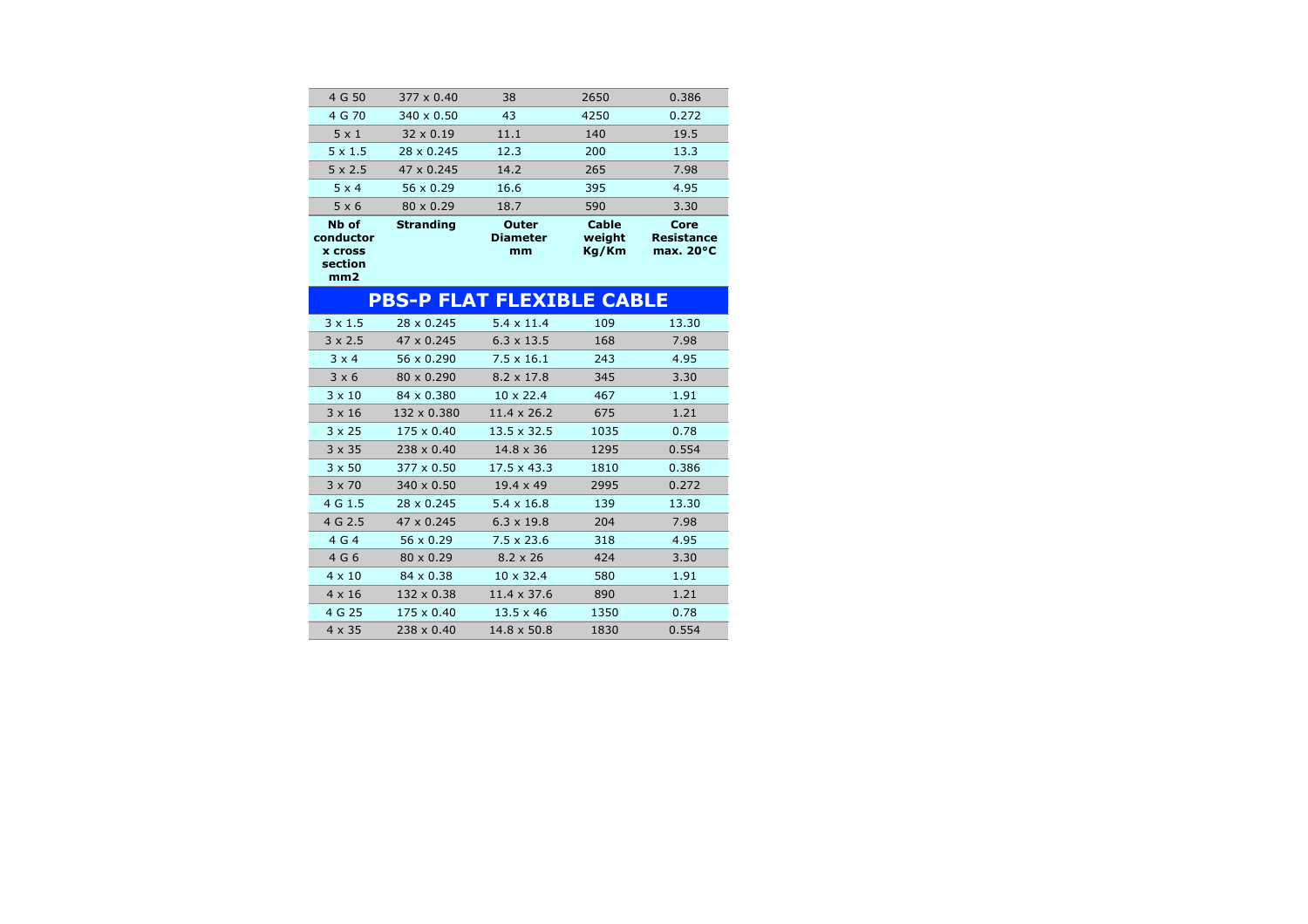| 4 G 50 | 377 x 0.40 | 38 | 2650 | 0.386 |
|---|---|---|---|---|
| 4 G 70 | 340 x 0.50 | 43 | 4250 | 0.272 |
| 5 x 1 | 32 x 0.19 | 11.1 | 140 | 19.5 |
| 5 x 1.5 | 28 x 0.245 | 12.3 | 200 | 13.3 |
| 5 x 2.5 | 47 x 0.245 | 14.2 | 265 | 7.98 |
| 5 x 4 | 56 x 0.29 | 16.6 | 395 | 4.95 |
| 5 x 6 | 80 x 0.29 | 18.7 | 590 | 3.30 |
| **Nb of conductor x cross section mm2** | **Stranding** | **Outer Diameter mm** | **Cable weight Kg/Km** | **Core Resistance max. 20°C** |

## PBS-P FLAT FLEXIBLE CABLE

| Nb of conductor x cross section mm2 | Stranding | Outer Diameter mm | Cable weight Kg/Km | Core Resistance max. 20°C |
|---|---|---|---|---|
| 3 x 1.5 | 28 x 0.245 | 5.4 x 11.4 | 109 | 13.30 |
| 3 x 2.5 | 47 x 0.245 | 6.3 x 13.5 | 168 | 7.98 |
| 3 x 4 | 56 x 0.290 | 7.5 x 16.1 | 243 | 4.95 |
| 3 x 6 | 80 x 0.290 | 8.2 x 17.8 | 345 | 3.30 |
| 3 x 10 | 84 x 0.380 | 10 x 22.4 | 467 | 1.91 |
| 3 x 16 | 132 x 0.380 | 11.4 x 26.2 | 675 | 1.21 |
| 3 x 25 | 175 x 0.40 | 13.5 x 32.5 | 1035 | 0.78 |
| 3 x 35 | 238 x 0.40 | 14.8 x 36 | 1295 | 0.554 |
| 3 x 50 | 377 x 0.50 | 17.5 x 43.3 | 1810 | 0.386 |
| 3 x 70 | 340 x 0.50 | 19.4 x 49 | 2995 | 0.272 |
| 4 G 1.5 | 28 x 0.245 | 5.4 x 16.8 | 139 | 13.30 |
| 4 G 2.5 | 47 x 0.245 | 6.3 x 19.8 | 204 | 7.98 |
| 4 G 4 | 56 x 0.29 | 7.5 x 23.6 | 318 | 4.95 |
| 4 G 6 | 80 x 0.29 | 8.2 x 26 | 424 | 3.30 |
| 4 x 10 | 84 x 0.38 | 10 x 32.4 | 580 | 1.91 |
| 4 x 16 | 132 x 0.38 | 11.4 x 37.6 | 890 | 1.21 |
| 4 G 25 | 175 x 0.40 | 13.5 x 46 | 1350 | 0.78 |
| 4 x 35 | 238 x 0.40 | 14.8 x 50.8 | 1830 | 0.554 |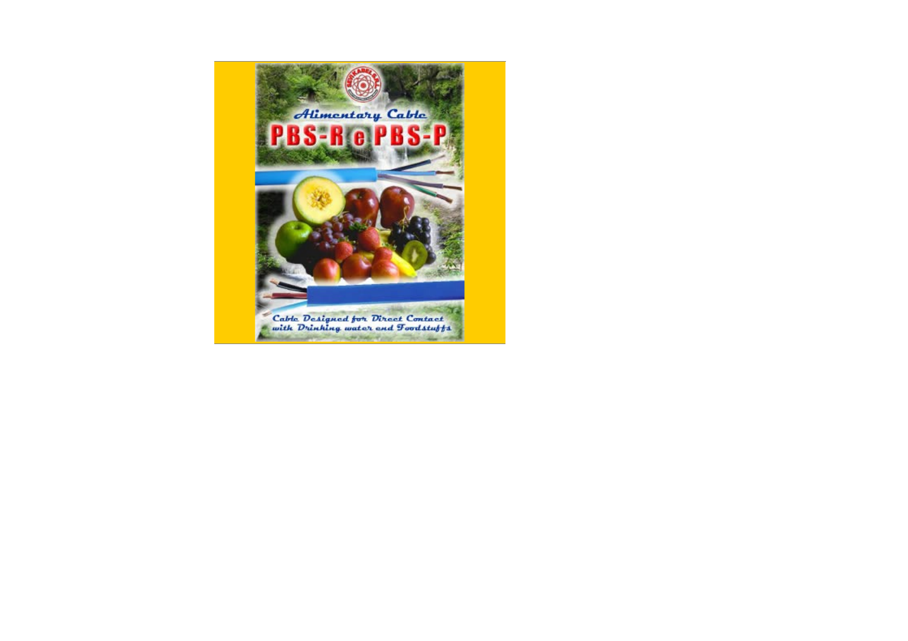Alimentary Cable

PBS-R e PBS-P

Cable Designed for Direct Contact with Drinking water and Foodstuffs